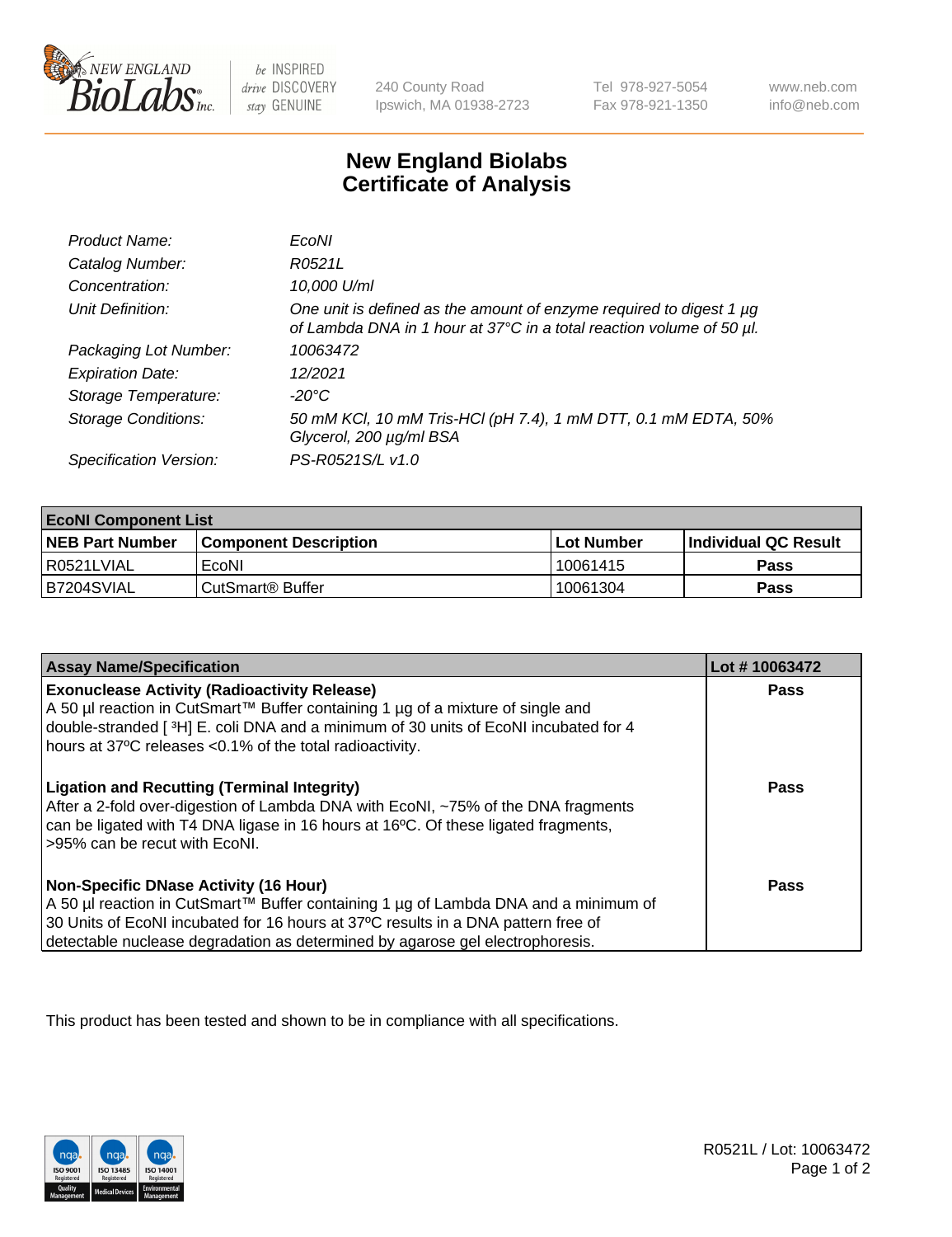# New England Biolabs
# Certificate of Analysis

| | |
|---|---|
| *Product Name:* | *EcoNI* |
| *Catalog Number:* | *R0521L* |
| *Concentration:* | *10,000 U/ml* |
| *Unit Definition:* | *One unit is defined as the amount of enzyme required to digest 1 µg of Lambda DNA in 1 hour at 37°C in a total reaction volume of 50 µl.* |
| *Packaging Lot Number:* | *10063472* |
| *Expiration Date:* | *12/2021* |
| *Storage Temperature:* | *-20°C* |
| *Storage Conditions:* | *50 mM KCl, 10 mM Tris-HCl (pH 7.4), 1 mM DTT, 0.1 mM EDTA, 50% Glycerol, 200 µg/ml BSA* |
| *Specification Version:* | *PS-R0521S/L v1.0* |

| EcoNI Component List | | | |
|---|---|---|---|
| **NEB Part Number** | **Component Description** | **Lot Number** | **Individual QC Result** |
| R0521LVIAL | EcoNI | 10061415 | **Pass** |
| B7204SVIAL | CutSmart® Buffer | 10061304 | **Pass** |

| Assay Name/Specification | Lot # 10063472 |
|---|---|
| **Exonuclease Activity (Radioactivity Release)**<br>A 50 µl reaction in CutSmart™ Buffer containing 1 µg of a mixture of single and double-stranded [ $^3$H] E. coli DNA and a minimum of 30 units of EcoNI incubated for 4 hours at 37ºC releases <0.1% of the total radioactivity. | **Pass** |
| **Ligation and Recutting (Terminal Integrity)**<br>After a 2-fold over-digestion of Lambda DNA with EcoNI, ~75% of the DNA fragments can be ligated with T4 DNA ligase in 16 hours at 16ºC. Of these ligated fragments, >95% can be recut with EcoNI. | **Pass** |
| **Non-Specific DNase Activity (16 Hour)**<br>A 50 µl reaction in CutSmart™ Buffer containing 1 µg of Lambda DNA and a minimum of 30 Units of EcoNI incubated for 16 hours at 37ºC results in a DNA pattern free of detectable nuclease degradation as determined by agarose gel electrophoresis. | **Pass** |

This product has been tested and shown to be in compliance with all specifications.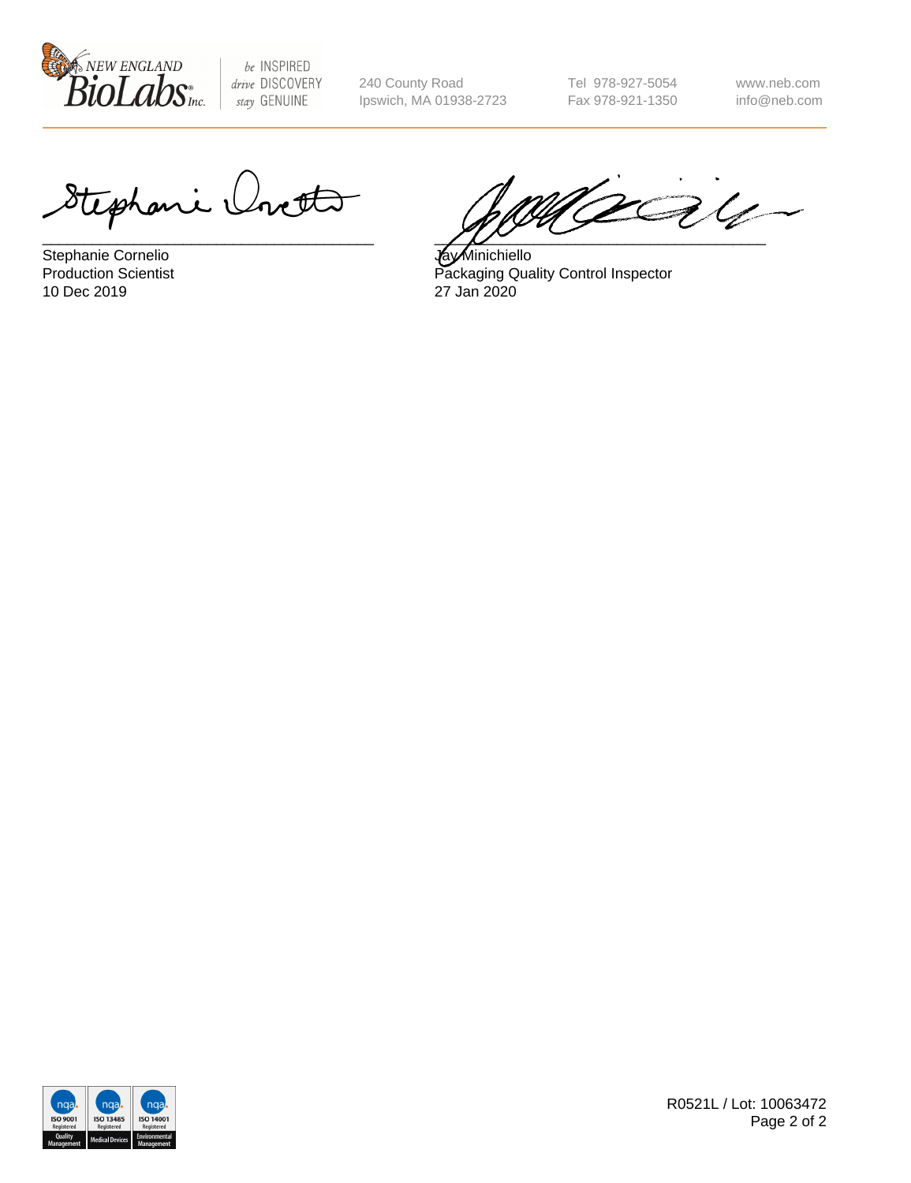240 County Road
Ipswich, MA 01938-2723

Tel 978-927-5054
Fax 978-921-1350

www.neb.com
info@neb.com

Stephanie Cornelio
Production Scientist
10 Dec 2019

Jay Minichiello
Packaging Quality Control Inspector
27 Jan 2020

R0521L / Lot: 10063472